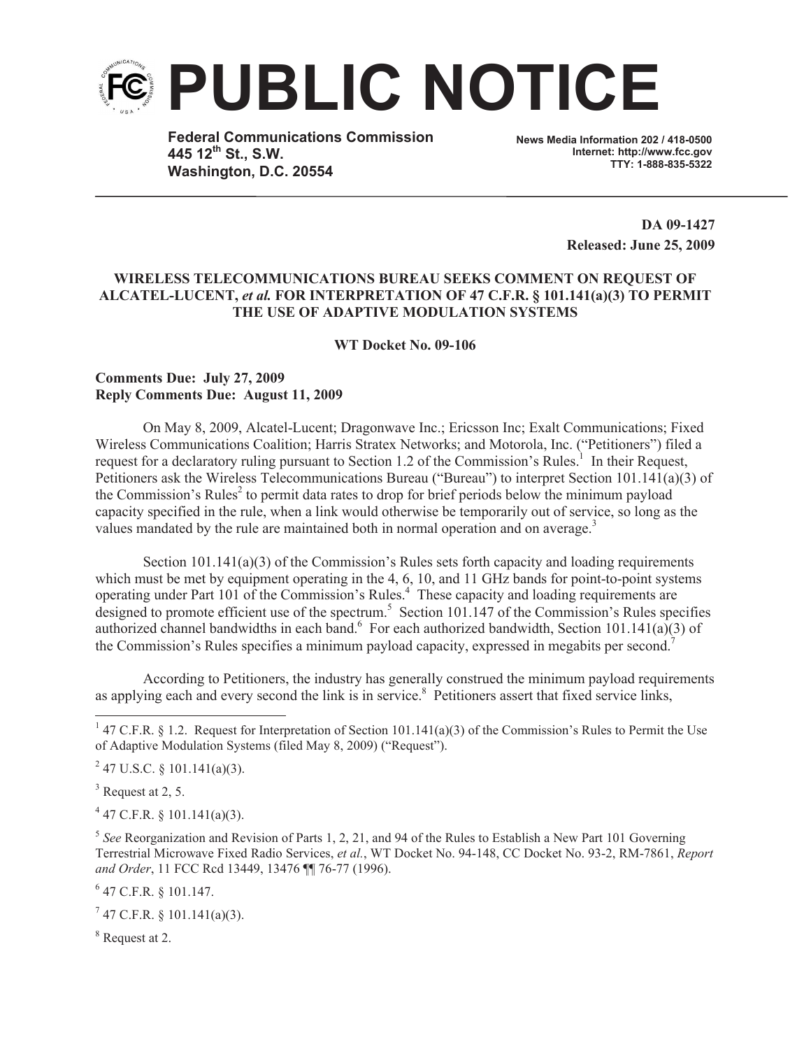# PUBLIC NOTICE

**Federal Communications Commission**
**445 12th St., S.W.**
**Washington, D.C. 20554**

**News Media Information 202 / 418-0500**
**Internet: http://www.fcc.gov**
**TTY: 1-888-835-5322**

**DA 09-1427**
**Released: June 25, 2009**

**WIRELESS TELECOMMUNICATIONS BUREAU SEEKS COMMENT ON REQUEST OF ALCATEL-LUCENT, *et al.* FOR INTERPRETATION OF 47 C.F.R. § 101.141(a)(3) TO PERMIT THE USE OF ADAPTIVE MODULATION SYSTEMS**

**WT Docket No. 09-106**

**Comments Due: July 27, 2009**
**Reply Comments Due: August 11, 2009**

On May 8, 2009, Alcatel-Lucent; Dragonwave Inc.; Ericsson Inc; Exalt Communications; Fixed Wireless Communications Coalition; Harris Stratex Networks; and Motorola, Inc. ("Petitioners") filed a request for a declaratory ruling pursuant to Section 1.2 of the Commission's Rules.[1] In their Request, Petitioners ask the Wireless Telecommunications Bureau ("Bureau") to interpret Section 101.141(a)(3) of the Commission's Rules[2] to permit data rates to drop for brief periods below the minimum payload capacity specified in the rule, when a link would otherwise be temporarily out of service, so long as the values mandated by the rule are maintained both in normal operation and on average.[3]

Section 101.141(a)(3) of the Commission's Rules sets forth capacity and loading requirements which must be met by equipment operating in the 4, 6, 10, and 11 GHz bands for point-to-point systems operating under Part 101 of the Commission's Rules.[4] These capacity and loading requirements are designed to promote efficient use of the spectrum.[5] Section 101.147 of the Commission's Rules specifies authorized channel bandwidths in each band.[6] For each authorized bandwidth, Section 101.141(a)(3) of the Commission's Rules specifies a minimum payload capacity, expressed in megabits per second.[7]

According to Petitioners, the industry has generally construed the minimum payload requirements as applying each and every second the link is in service.[8] Petitioners assert that fixed service links,

---

[1] 47 C.F.R. § 1.2. Request for Interpretation of Section 101.141(a)(3) of the Commission's Rules to Permit the Use of Adaptive Modulation Systems (filed May 8, 2009) ("Request").

[2] 47 U.S.C. § 101.141(a)(3).

[3] Request at 2, 5.

[4] 47 C.F.R. § 101.141(a)(3).

[5] *See* Reorganization and Revision of Parts 1, 2, 21, and 94 of the Rules to Establish a New Part 101 Governing Terrestrial Microwave Fixed Radio Services, *et al.*, WT Docket No. 94-148, CC Docket No. 93-2, RM-7861, *Report and Order*, 11 FCC Rcd 13449, 13476 ¶¶ 76-77 (1996).

[6] 47 C.F.R. § 101.147.

[7] 47 C.F.R. § 101.141(a)(3).

[8] Request at 2.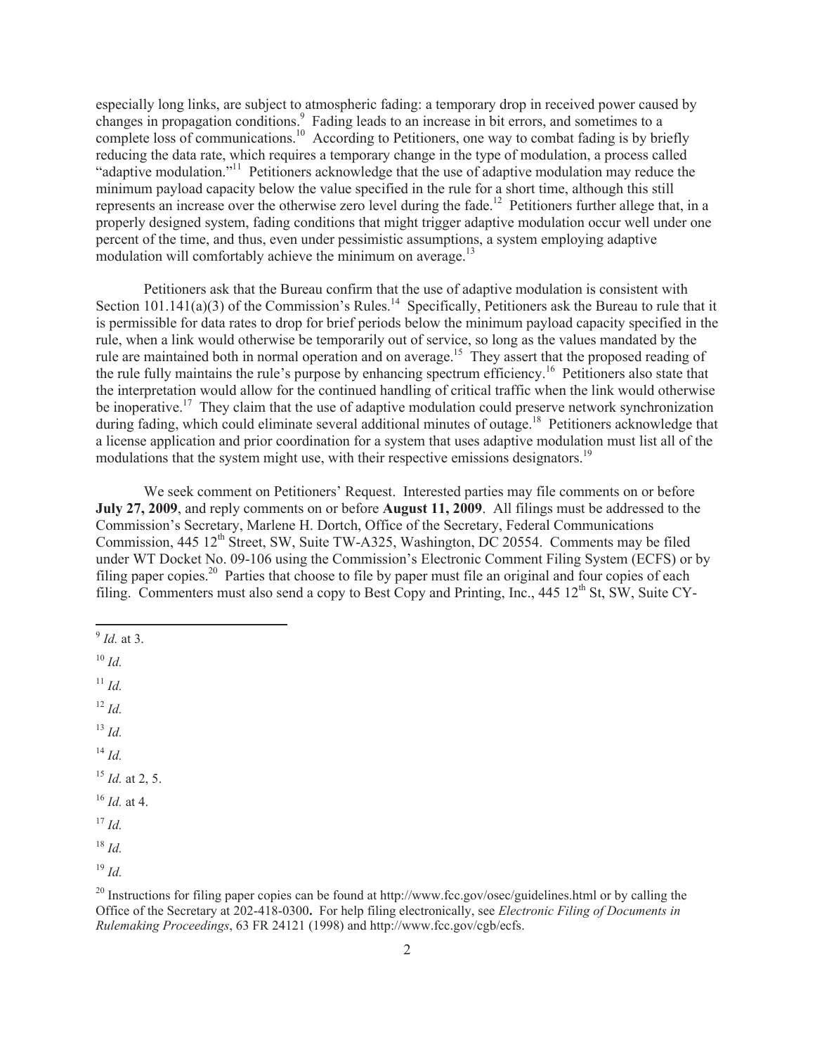especially long links, are subject to atmospheric fading: a temporary drop in received power caused by changes in propagation conditions.[9] Fading leads to an increase in bit errors, and sometimes to a complete loss of communications.[10] According to Petitioners, one way to combat fading is by briefly reducing the data rate, which requires a temporary change in the type of modulation, a process called "adaptive modulation."[11] Petitioners acknowledge that the use of adaptive modulation may reduce the minimum payload capacity below the value specified in the rule for a short time, although this still represents an increase over the otherwise zero level during the fade.[12] Petitioners further allege that, in a properly designed system, fading conditions that might trigger adaptive modulation occur well under one percent of the time, and thus, even under pessimistic assumptions, a system employing adaptive modulation will comfortably achieve the minimum on average.[13]

Petitioners ask that the Bureau confirm that the use of adaptive modulation is consistent with Section 101.141(a)(3) of the Commission's Rules.[14] Specifically, Petitioners ask the Bureau to rule that it is permissible for data rates to drop for brief periods below the minimum payload capacity specified in the rule, when a link would otherwise be temporarily out of service, so long as the values mandated by the rule are maintained both in normal operation and on average.[15] They assert that the proposed reading of the rule fully maintains the rule's purpose by enhancing spectrum efficiency.[16] Petitioners also state that the interpretation would allow for the continued handling of critical traffic when the link would otherwise be inoperative.[17] They claim that the use of adaptive modulation could preserve network synchronization during fading, which could eliminate several additional minutes of outage.[18] Petitioners acknowledge that a license application and prior coordination for a system that uses adaptive modulation must list all of the modulations that the system might use, with their respective emissions designators.[19]

We seek comment on Petitioners' Request. Interested parties may file comments on or before **July 27, 2009**, and reply comments on or before **August 11, 2009**. All filings must be addressed to the Commission's Secretary, Marlene H. Dortch, Office of the Secretary, Federal Communications Commission, 445 12th Street, SW, Suite TW-A325, Washington, DC 20554. Comments may be filed under WT Docket No. 09-106 using the Commission's Electronic Comment Filing System (ECFS) or by filing paper copies.[20] Parties that choose to file by paper must file an original and four copies of each filing. Commenters must also send a copy to Best Copy and Printing, Inc., 445 12th St, SW, Suite CY-

---

[9] *Id.* at 3.

[10] *Id.*

[11] *Id.*

[12] *Id.*

[13] *Id.*

[14] *Id.*

[15] *Id.* at 2, 5.

[16] *Id.* at 4.

[17] *Id.*

[18] *Id.*

[19] *Id.*

[20] Instructions for filing paper copies can be found at http://www.fcc.gov/osec/guidelines.html or by calling the Office of the Secretary at 202-418-0300**.** For help filing electronically, see *Electronic Filing of Documents in Rulemaking Proceedings*, 63 FR 24121 (1998) and http://www.fcc.gov/cgb/ecfs.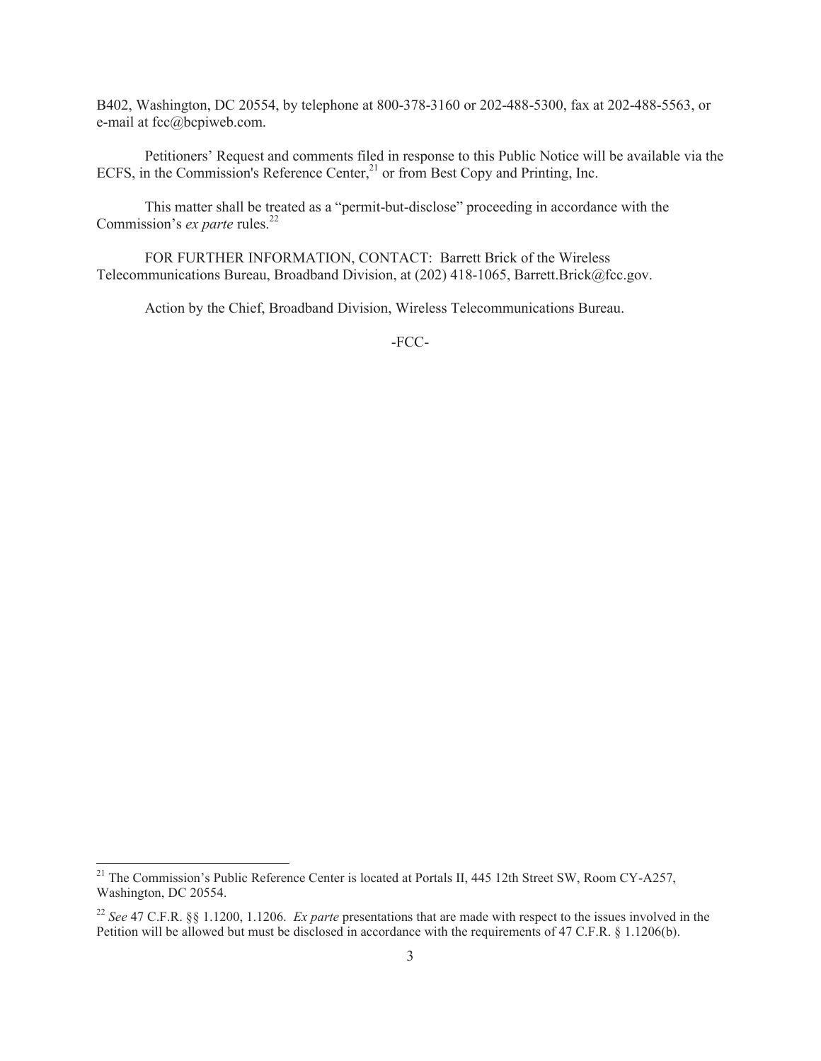B402, Washington, DC 20554, by telephone at 800-378-3160 or 202-488-5300, fax at 202-488-5563, or e-mail at fcc@bcpiweb.com.

Petitioners' Request and comments filed in response to this Public Notice will be available via the ECFS, in the Commission's Reference Center,[21] or from Best Copy and Printing, Inc.

This matter shall be treated as a "permit-but-disclose" proceeding in accordance with the Commission's *ex parte* rules.[22]

FOR FURTHER INFORMATION, CONTACT: Barrett Brick of the Wireless Telecommunications Bureau, Broadband Division, at (202) 418-1065, Barrett.Brick@fcc.gov.

Action by the Chief, Broadband Division, Wireless Telecommunications Bureau.

-FCC-

---

[21] The Commission's Public Reference Center is located at Portals II, 445 12th Street SW, Room CY-A257, Washington, DC 20554.

[22] *See* 47 C.F.R. §§ 1.1200, 1.1206. *Ex parte* presentations that are made with respect to the issues involved in the Petition will be allowed but must be disclosed in accordance with the requirements of 47 C.F.R. § 1.1206(b).